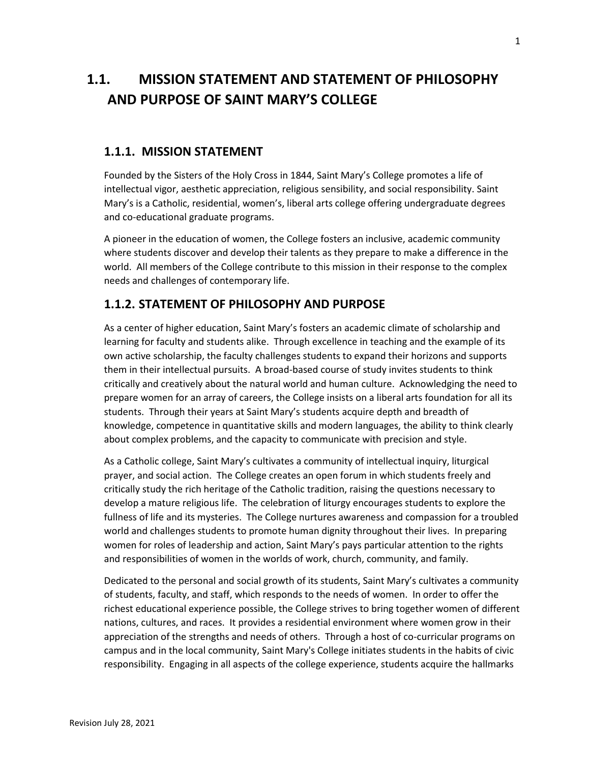# 1.1. MISSION STATEMENT AND STATEMENT OF PHILOSOPHY AND PURPOSE OF SAINT MARY'S COLLEGE

## 1.1.1. MISSION STATEMENT

Founded by the Sisters of the Holy Cross in 1844, Saint Mary's College promotes a life of intellectual vigor, aesthetic appreciation, religious sensibility, and social responsibility. Saint Mary's is a Catholic, residential, women's, liberal arts college offering undergraduate degrees and co-educational graduate programs.

A pioneer in the education of women, the College fosters an inclusive, academic community where students discover and develop their talents as they prepare to make a difference in the world. All members of the College contribute to this mission in their response to the complex needs and challenges of contemporary life.

## 1.1.2. STATEMENT OF PHILOSOPHY AND PURPOSE

As a center of higher education, Saint Mary's fosters an academic climate of scholarship and learning for faculty and students alike. Through excellence in teaching and the example of its own active scholarship, the faculty challenges students to expand their horizons and supports them in their intellectual pursuits. A broad-based course of study invites students to think critically and creatively about the natural world and human culture. Acknowledging the need to prepare women for an array of careers, the College insists on a liberal arts foundation for all its students. Through their years at Saint Mary's students acquire depth and breadth of knowledge, competence in quantitative skills and modern languages, the ability to think clearly about complex problems, and the capacity to communicate with precision and style.

As a Catholic college, Saint Mary's cultivates a community of intellectual inquiry, liturgical prayer, and social action. The College creates an open forum in which students freely and critically study the rich heritage of the Catholic tradition, raising the questions necessary to develop a mature religious life. The celebration of liturgy encourages students to explore the fullness of life and its mysteries. The College nurtures awareness and compassion for a troubled world and challenges students to promote human dignity throughout their lives. In preparing women for roles of leadership and action, Saint Mary's pays particular attention to the rights and responsibilities of women in the worlds of work, church, community, and family.

Dedicated to the personal and social growth of its students, Saint Mary's cultivates a community of students, faculty, and staff, which responds to the needs of women. In order to offer the richest educational experience possible, the College strives to bring together women of different nations, cultures, and races. It provides a residential environment where women grow in their appreciation of the strengths and needs of others. Through a host of co-curricular programs on campus and in the local community, Saint Mary's College initiates students in the habits of civic responsibility. Engaging in all aspects of the college experience, students acquire the hallmarks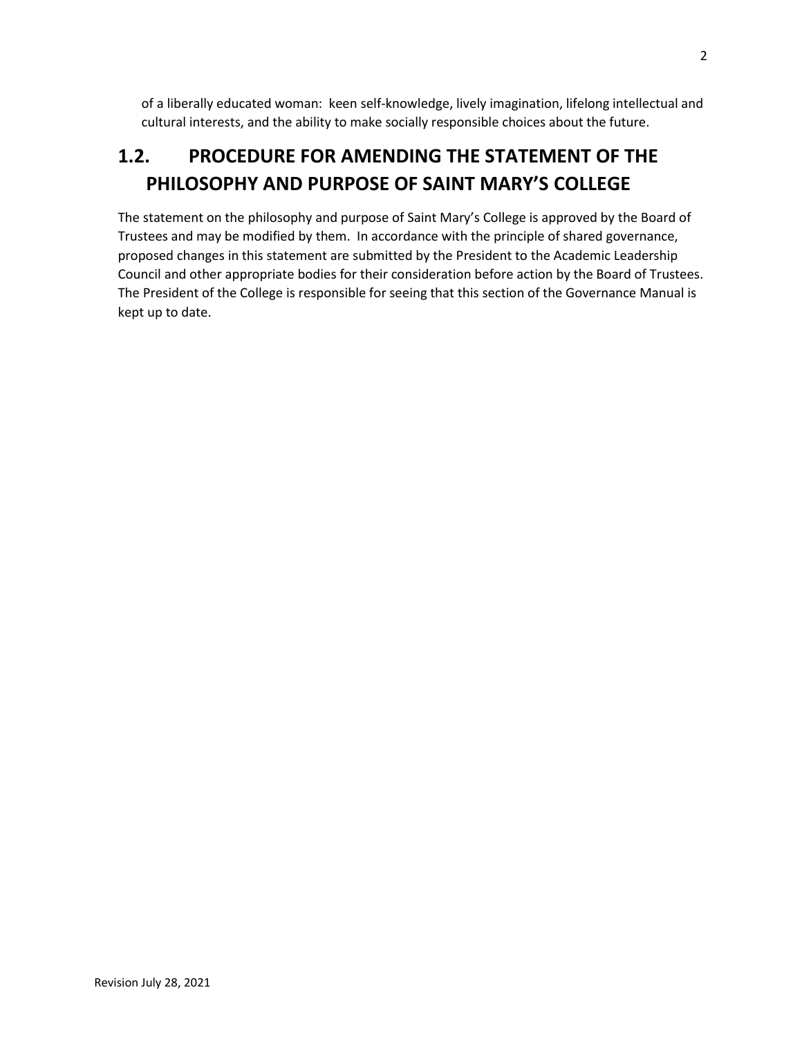of a liberally educated woman: keen self-knowledge, lively imagination, lifelong intellectual and cultural interests, and the ability to make socially responsible choices about the future.

## 1.2. PROCEDURE FOR AMENDING THE STATEMENT OF THE PHILOSOPHY AND PURPOSE OF SAINT MARY'S COLLEGE

The statement on the philosophy and purpose of Saint Mary's College is approved by the Board of Trustees and may be modified by them. In accordance with the principle of shared governance, proposed changes in this statement are submitted by the President to the Academic Leadership Council and other appropriate bodies for their consideration before action by the Board of Trustees. The President of the College is responsible for seeing that this section of the Governance Manual is kept up to date.